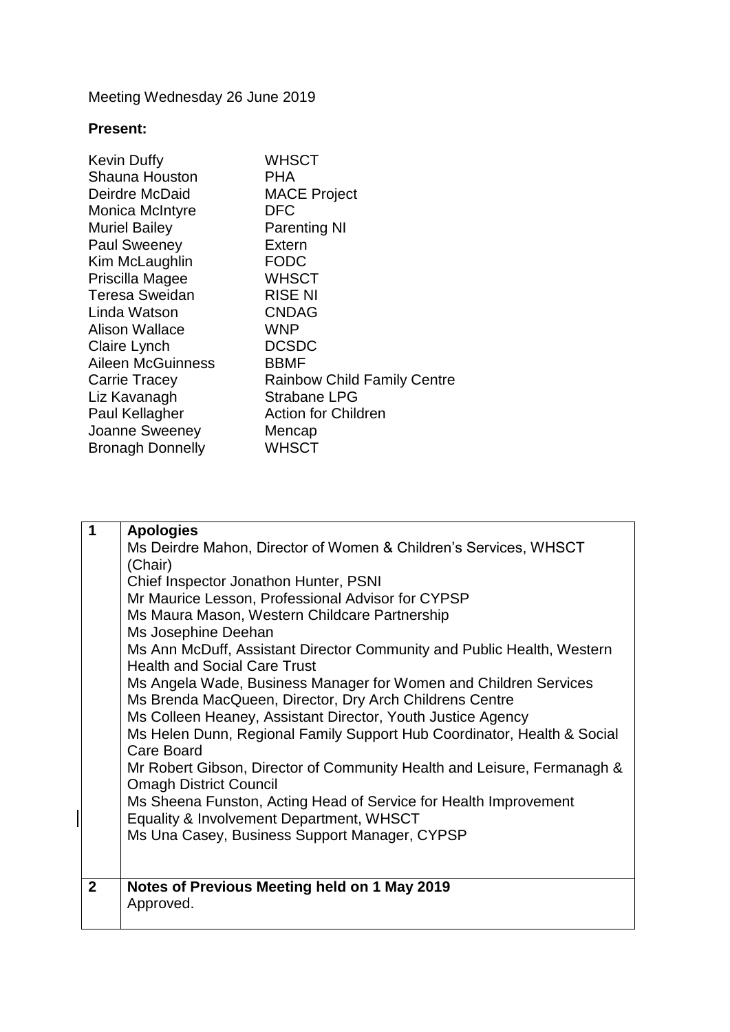Meeting Wednesday 26 June 2019

**Present:**

| | |
|---|---|
| Kevin Duffy | WHSCT |
| Shauna Houston | PHA |
| Deirdre McDaid | MACE Project |
| Monica McIntyre | DFC |
| Muriel Bailey | Parenting NI |
| Paul Sweeney | Extern |
| Kim McLaughlin | FODC |
| Priscilla Magee | WHSCT |
| Teresa Sweidan | RISE NI |
| Linda Watson | CNDAG |
| Alison Wallace | WNP |
| Claire Lynch | DCSDC |
| Aileen McGuinness | BBMF |
| Carrie Tracey | Rainbow Child Family Centre |
| Liz Kavanagh | Strabane LPG |
| Paul Kellagher | Action for Children |
| Joanne Sweeney | Mencap |
| Bronagh Donnelly | WHSCT |

| | |
|---|---|
| **1** | **Apologies**<br>Ms Deirdre Mahon, Director of Women & Children's Services, WHSCT (Chair)<br>Chief Inspector Jonathon Hunter, PSNI<br>Mr Maurice Lesson, Professional Advisor for CYPSP<br>Ms Maura Mason, Western Childcare Partnership<br>Ms Josephine Deehan<br>Ms Ann McDuff, Assistant Director Community and Public Health, Western Health and Social Care Trust<br>Ms Angela Wade, Business Manager for Women and Children Services<br>Ms Brenda MacQueen, Director, Dry Arch Childrens Centre<br>Ms Colleen Heaney, Assistant Director, Youth Justice Agency<br>Ms Helen Dunn, Regional Family Support Hub Coordinator, Health & Social Care Board<br>Mr Robert Gibson, Director of Community Health and Leisure, Fermanagh & Omagh District Council<br>Ms Sheena Funston, Acting Head of Service for Health Improvement Equality & Involvement Department, WHSCT<br>Ms Una Casey, Business Support Manager, CYPSP |
| **2** | **Notes of Previous Meeting held on 1 May 2019**<br>Approved. |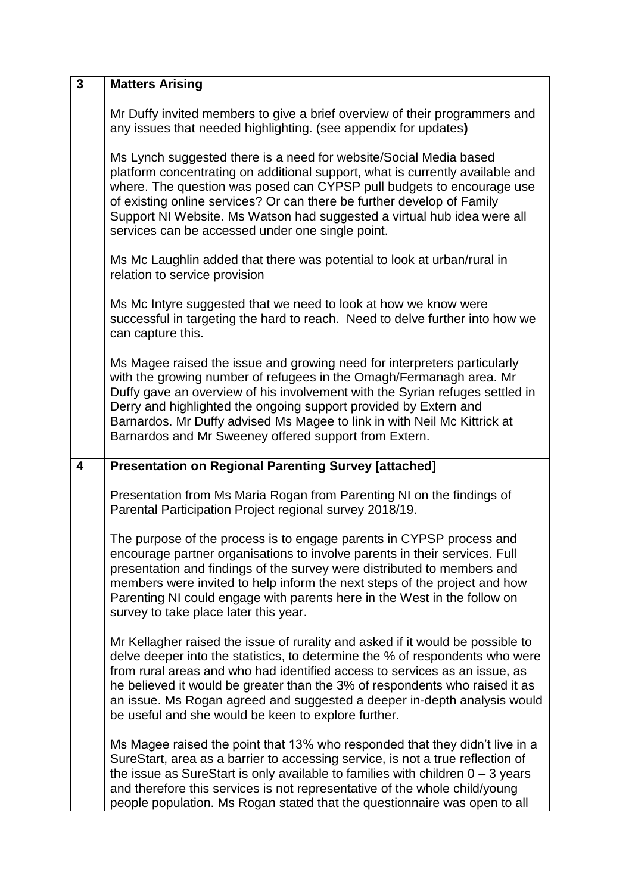| | |
|---|---|
| **3** | **Matters Arising**<br><br>Mr Duffy invited members to give a brief overview of their programmers and any issues that needed highlighting. (see appendix for updates**)**<br><br>Ms Lynch suggested there is a need for website/Social Media based platform concentrating on additional support, what is currently available and where. The question was posed can CYPSP pull budgets to encourage use of existing online services? Or can there be further develop of Family Support NI Website. Ms Watson had suggested a virtual hub idea were all services can be accessed under one single point.<br><br>Ms Mc Laughlin added that there was potential to look at urban/rural in relation to service provision<br><br>Ms Mc Intyre suggested that we need to look at how we know were successful in targeting the hard to reach. Need to delve further into how we can capture this.<br><br>Ms Magee raised the issue and growing need for interpreters particularly with the growing number of refugees in the Omagh/Fermanagh area. Mr Duffy gave an overview of his involvement with the Syrian refuges settled in Derry and highlighted the ongoing support provided by Extern and Barnardos. Mr Duffy advised Ms Magee to link in with Neil Mc Kittrick at Barnardos and Mr Sweeney offered support from Extern. |
| **4** | **Presentation on Regional Parenting Survey [attached]**<br><br>Presentation from Ms Maria Rogan from Parenting NI on the findings of Parental Participation Project regional survey 2018/19.<br><br>The purpose of the process is to engage parents in CYPSP process and encourage partner organisations to involve parents in their services. Full presentation and findings of the survey were distributed to members and members were invited to help inform the next steps of the project and how Parenting NI could engage with parents here in the West in the follow on survey to take place later this year.<br><br>Mr Kellagher raised the issue of rurality and asked if it would be possible to delve deeper into the statistics, to determine the % of respondents who were from rural areas and who had identified access to services as an issue, as he believed it would be greater than the 3% of respondents who raised it as an issue. Ms Rogan agreed and suggested a deeper in-depth analysis would be useful and she would be keen to explore further.<br><br>Ms Magee raised the point that 13% who responded that they didn't live in a SureStart, area as a barrier to accessing service, is not a true reflection of the issue as SureStart is only available to families with children 0 – 3 years and therefore this services is not representative of the whole child/young people population. Ms Rogan stated that the questionnaire was open to all |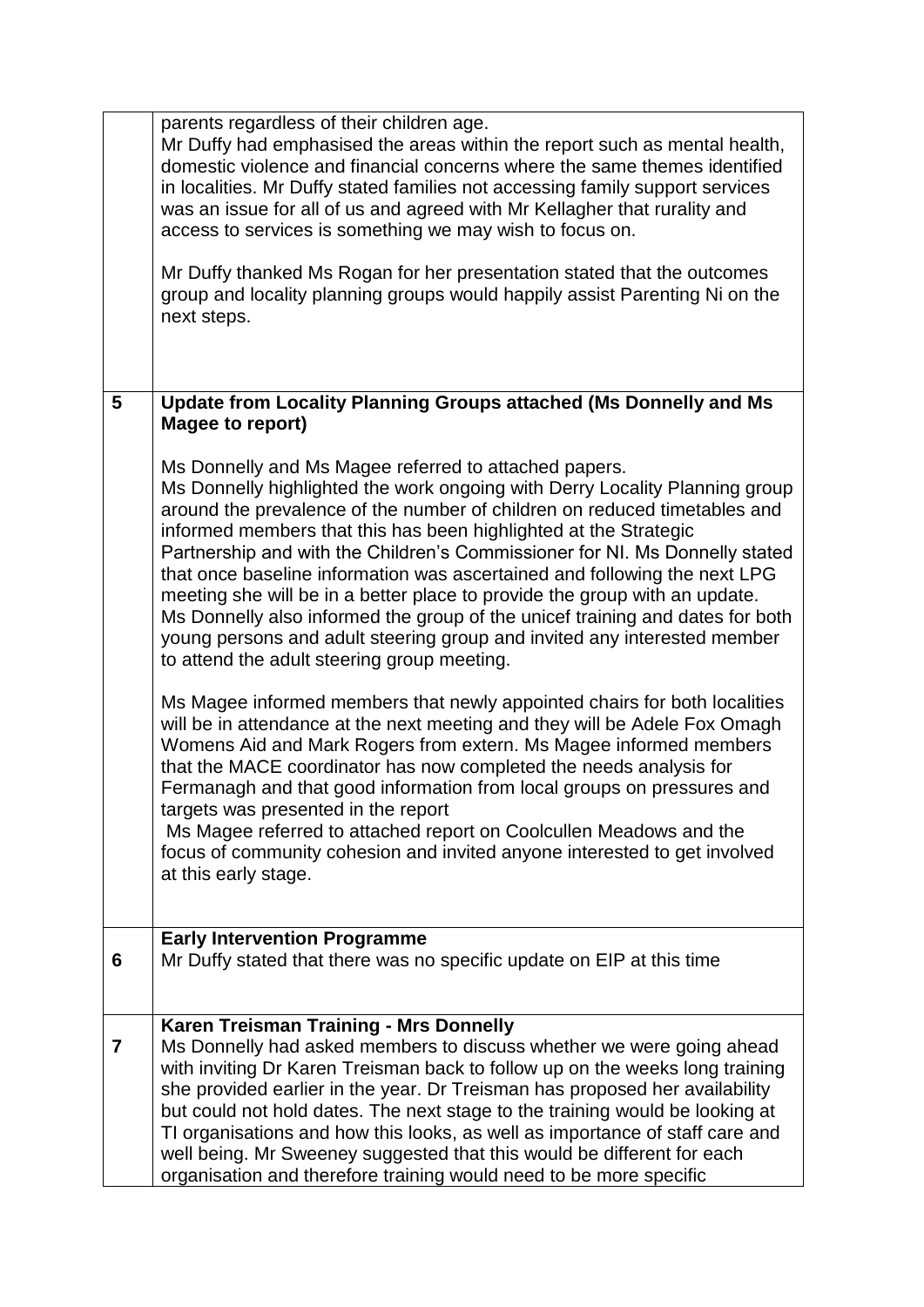| | |
|---|---|
| | parents regardless of their children age.<br>Mr Duffy had emphasised the areas within the report such as mental health, domestic violence and financial concerns where the same themes identified in localities. Mr Duffy stated families not accessing family support services was an issue for all of us and agreed with Mr Kellagher that rurality and access to services is something we may wish to focus on.<br><br>Mr Duffy thanked Ms Rogan for her presentation stated that the outcomes group and locality planning groups would happily assist Parenting Ni on the next steps. |
| **5** | **Update from Locality Planning Groups attached (Ms Donnelly and Ms Magee to report)**<br><br>Ms Donnelly and Ms Magee referred to attached papers.<br>Ms Donnelly highlighted the work ongoing with Derry Locality Planning group around the prevalence of the number of children on reduced timetables and informed members that this has been highlighted at the Strategic Partnership and with the Children's Commissioner for NI. Ms Donnelly stated that once baseline information was ascertained and following the next LPG meeting she will be in a better place to provide the group with an update. Ms Donnelly also informed the group of the unicef training and dates for both young persons and adult steering group and invited any interested member to attend the adult steering group meeting.<br><br>Ms Magee informed members that newly appointed chairs for both localities will be in attendance at the next meeting and they will be Adele Fox Omagh Womens Aid and Mark Rogers from extern. Ms Magee informed members that the MACE coordinator has now completed the needs analysis for Fermanagh and that good information from local groups on pressures and targets was presented in the report<br>Ms Magee referred to attached report on Coolcullen Meadows and the focus of community cohesion and invited anyone interested to get involved at this early stage. |
| **6** | **Early Intervention Programme**<br>Mr Duffy stated that there was no specific update on EIP at this time |
| **7** | **Karen Treisman Training - Mrs Donnelly**<br>Ms Donnelly had asked members to discuss whether we were going ahead with inviting Dr Karen Treisman back to follow up on the weeks long training she provided earlier in the year. Dr Treisman has proposed her availability but could not hold dates. The next stage to the training would be looking at TI organisations and how this looks, as well as importance of staff care and well being. Mr Sweeney suggested that this would be different for each organisation and therefore training would need to be more specific |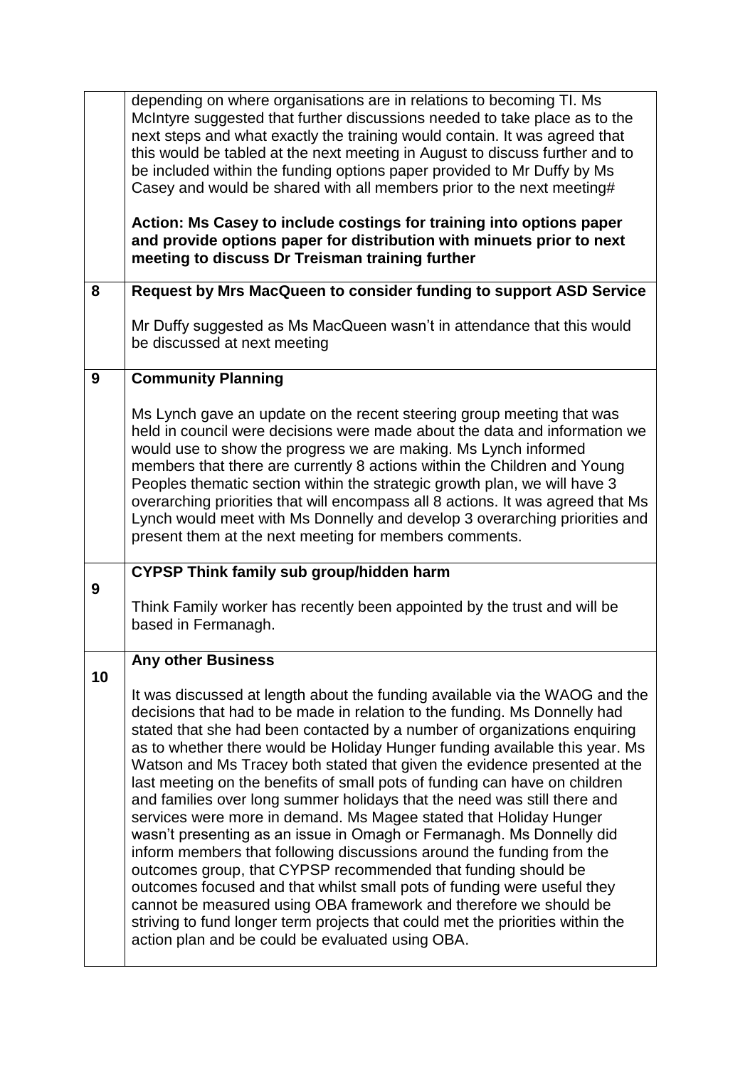|  |  |
|---|---|
|  | depending on where organisations are in relations to becoming TI. Ms McIntyre suggested that further discussions needed to take place as to the next steps and what exactly the training would contain. It was agreed that this would be tabled at the next meeting in August to discuss further and to be included within the funding options paper provided to Mr Duffy by Ms Casey and would be shared with all members prior to the next meeting#<br><br>**Action: Ms Casey to include costings for training into options paper and provide options paper for distribution with minuets prior to next meeting to discuss Dr Treisman training further** |
| **8** | **Request by Mrs MacQueen to consider funding to support ASD Service**<br><br>Mr Duffy suggested as Ms MacQueen wasn't in attendance that this would be discussed at next meeting |
| **9** | **Community Planning**<br><br>Ms Lynch gave an update on the recent steering group meeting that was held in council were decisions were made about the data and information we would use to show the progress we are making. Ms Lynch informed members that there are currently 8 actions within the Children and Young Peoples thematic section within the strategic growth plan, we will have 3 overarching priorities that will encompass all 8 actions. It was agreed that Ms Lynch would meet with Ms Donnelly and develop 3 overarching priorities and present them at the next meeting for members comments. |
| **9** | **CYPSP Think family sub group/hidden harm**<br><br>Think Family worker has recently been appointed by the trust and will be based in Fermanagh. |
| **10** | **Any other Business**<br><br>It was discussed at length about the funding available via the WAOG and the decisions that had to be made in relation to the funding. Ms Donnelly had stated that she had been contacted by a number of organizations enquiring as to whether there would be Holiday Hunger funding available this year. Ms Watson and Ms Tracey both stated that given the evidence presented at the last meeting on the benefits of small pots of funding can have on children and families over long summer holidays that the need was still there and services were more in demand. Ms Magee stated that Holiday Hunger wasn't presenting as an issue in Omagh or Fermanagh. Ms Donnelly did inform members that following discussions around the funding from the outcomes group, that CYPSP recommended that funding should be outcomes focused and that whilst small pots of funding were useful they cannot be measured using OBA framework and therefore we should be striving to fund longer term projects that could met the priorities within the action plan and be could be evaluated using OBA. |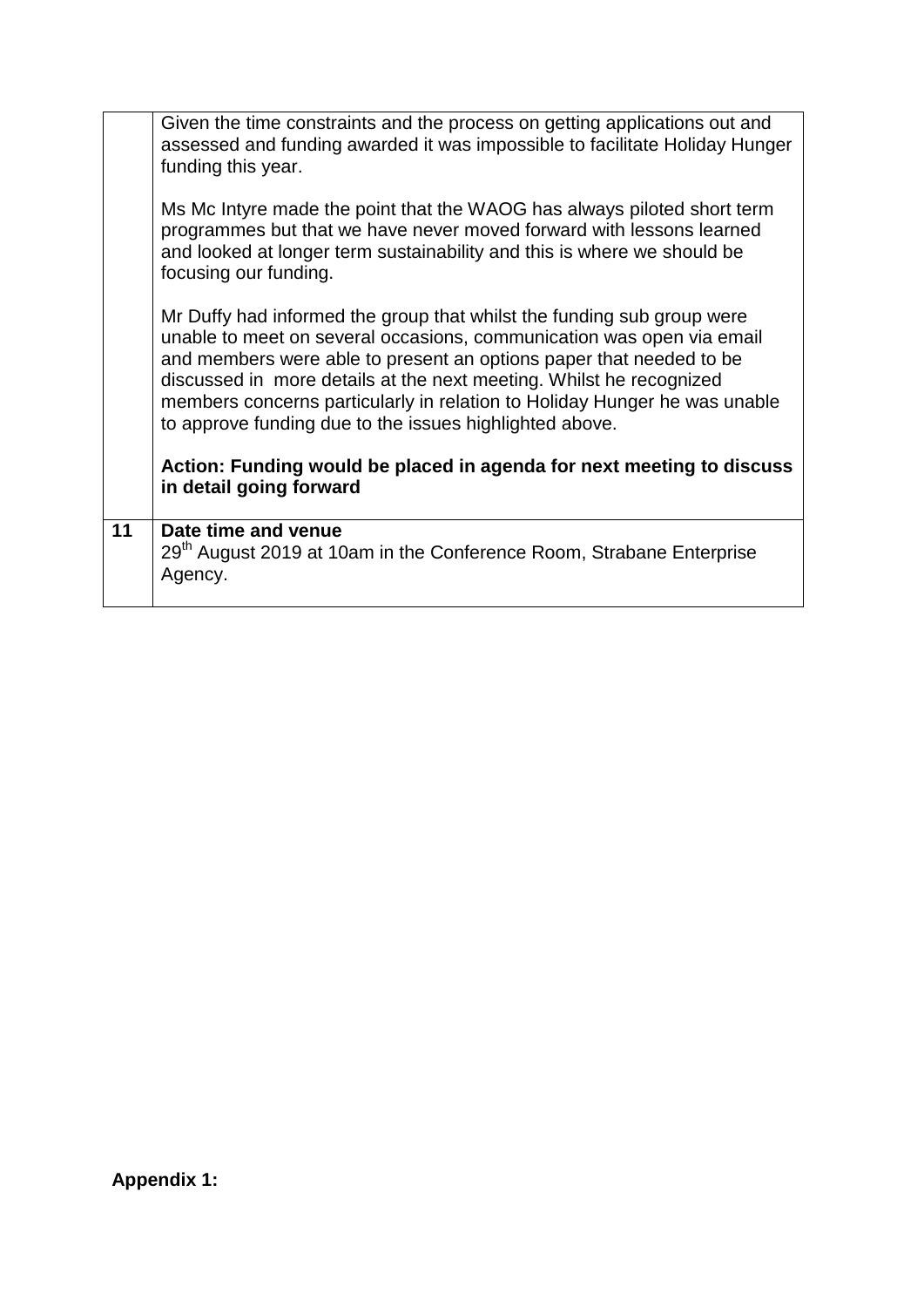|  |  |
|---|---|
|  | Given the time constraints and the process on getting applications out and assessed and funding awarded it was impossible to facilitate Holiday Hunger funding this year.<br><br>Ms Mc Intyre made the point that the WAOG has always piloted short term programmes but that we have never moved forward with lessons learned and looked at longer term sustainability and this is where we should be focusing our funding.<br><br>Mr Duffy had informed the group that whilst the funding sub group were unable to meet on several occasions, communication was open via email and members were able to present an options paper that needed to be discussed in more details at the next meeting. Whilst he recognized members concerns particularly in relation to Holiday Hunger he was unable to approve funding due to the issues highlighted above.<br><br>**Action: Funding would be placed in agenda for next meeting to discuss in detail going forward** |
| **11** | **Date time and venue**<br>29th August 2019 at 10am in the Conference Room, Strabane Enterprise Agency. |

**Appendix 1:**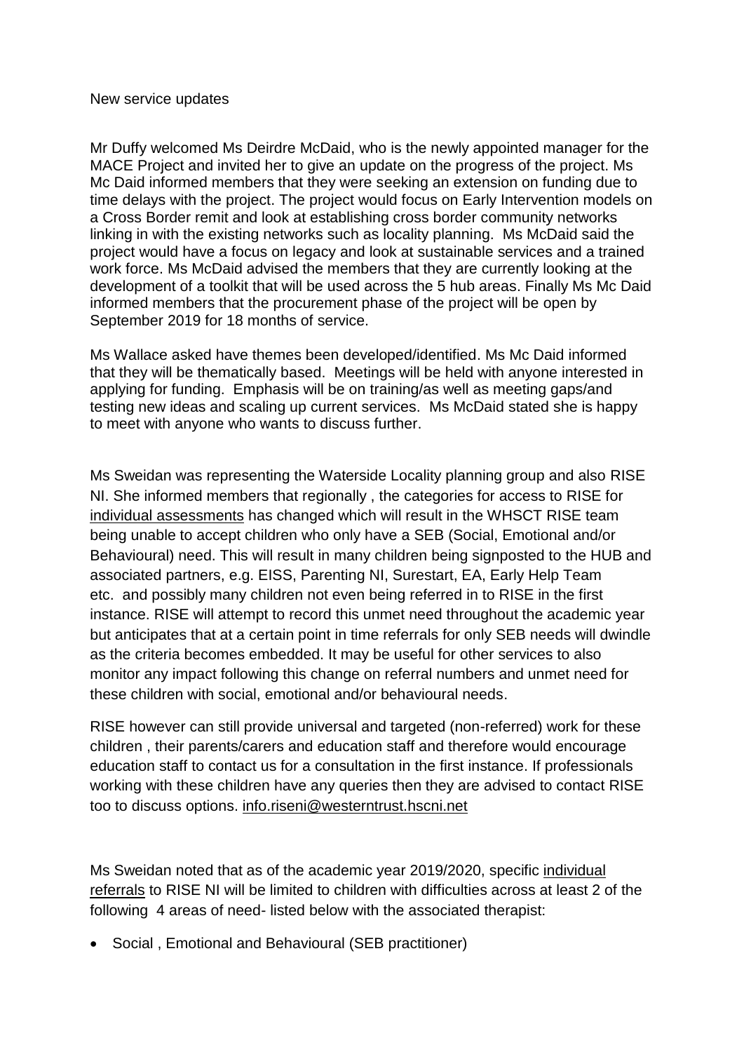New service updates

Mr Duffy welcomed Ms Deirdre McDaid, who is the newly appointed manager for the MACE Project and invited her to give an update on the progress of the project. Ms Mc Daid informed members that they were seeking an extension on funding due to time delays with the project. The project would focus on Early Intervention models on a Cross Border remit and look at establishing cross border community networks linking in with the existing networks such as locality planning. Ms McDaid said the project would have a focus on legacy and look at sustainable services and a trained work force. Ms McDaid advised the members that they are currently looking at the development of a toolkit that will be used across the 5 hub areas. Finally Ms Mc Daid informed members that the procurement phase of the project will be open by September 2019 for 18 months of service.

Ms Wallace asked have themes been developed/identified. Ms Mc Daid informed that they will be thematically based. Meetings will be held with anyone interested in applying for funding. Emphasis will be on training/as well as meeting gaps/and testing new ideas and scaling up current services. Ms McDaid stated she is happy to meet with anyone who wants to discuss further.

Ms Sweidan was representing the Waterside Locality planning group and also RISE NI. She informed members that regionally , the categories for access to RISE for individual assessments has changed which will result in the WHSCT RISE team being unable to accept children who only have a SEB (Social, Emotional and/or Behavioural) need. This will result in many children being signposted to the HUB and associated partners, e.g. EISS, Parenting NI, Surestart, EA, Early Help Team etc. and possibly many children not even being referred in to RISE in the first instance. RISE will attempt to record this unmet need throughout the academic year but anticipates that at a certain point in time referrals for only SEB needs will dwindle as the criteria becomes embedded. It may be useful for other services to also monitor any impact following this change on referral numbers and unmet need for these children with social, emotional and/or behavioural needs.

RISE however can still provide universal and targeted (non-referred) work for these children , their parents/carers and education staff and therefore would encourage education staff to contact us for a consultation in the first instance. If professionals working with these children have any queries then they are advised to contact RISE too to discuss options. info.riseni@westerntrust.hscni.net

Ms Sweidan noted that as of the academic year 2019/2020, specific individual referrals to RISE NI will be limited to children with difficulties across at least 2 of the following 4 areas of need- listed below with the associated therapist:

- Social , Emotional and Behavioural (SEB practitioner)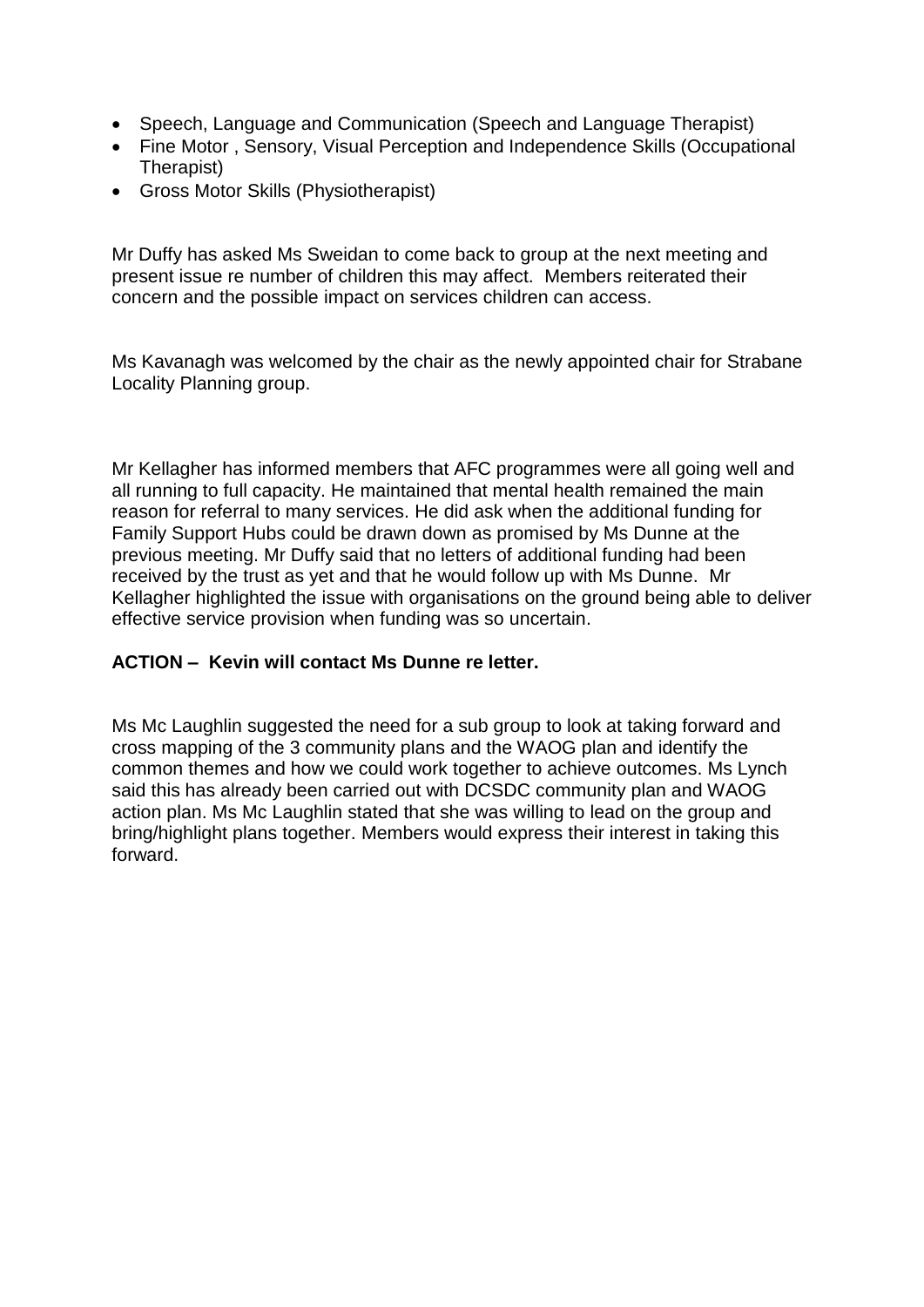- Speech, Language and Communication (Speech and Language Therapist)
- Fine Motor , Sensory, Visual Perception and Independence Skills (Occupational Therapist)
- Gross Motor Skills (Physiotherapist)

Mr Duffy has asked Ms Sweidan to come back to group at the next meeting and present issue re number of children this may affect. Members reiterated their concern and the possible impact on services children can access.

Ms Kavanagh was welcomed by the chair as the newly appointed chair for Strabane Locality Planning group.

Mr Kellagher has informed members that AFC programmes were all going well and all running to full capacity. He maintained that mental health remained the main reason for referral to many services. He did ask when the additional funding for Family Support Hubs could be drawn down as promised by Ms Dunne at the previous meeting. Mr Duffy said that no letters of additional funding had been received by the trust as yet and that he would follow up with Ms Dunne. Mr Kellagher highlighted the issue with organisations on the ground being able to deliver effective service provision when funding was so uncertain.

**ACTION – Kevin will contact Ms Dunne re letter.**

Ms Mc Laughlin suggested the need for a sub group to look at taking forward and cross mapping of the 3 community plans and the WAOG plan and identify the common themes and how we could work together to achieve outcomes. Ms Lynch said this has already been carried out with DCSDC community plan and WAOG action plan. Ms Mc Laughlin stated that she was willing to lead on the group and bring/highlight plans together. Members would express their interest in taking this forward.